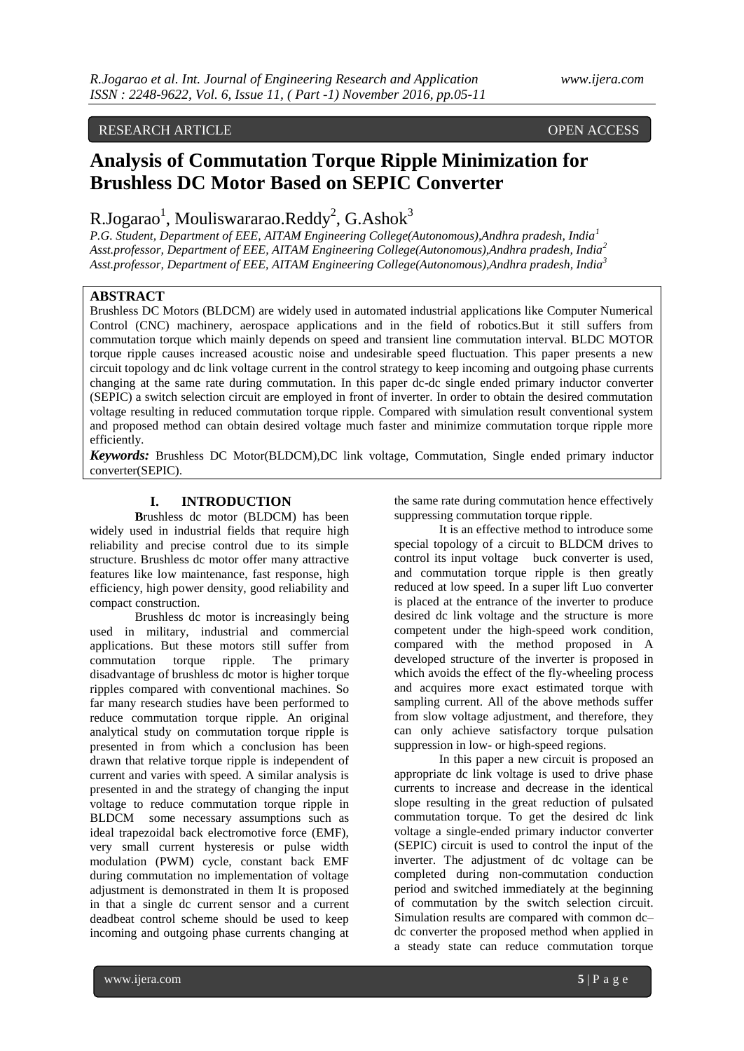RESEARCH ARTICLE OPEN ACCESS

# Analysis of Commutation Torque Ripple Minimization for Brushless DC Motor Based on SEPIC Converter

R.Jogarao[1], Mouliswararao.Reddy[2], G.Ashok[3]

*P.G. Student, Department of EEE, AITAM Engineering College(Autonomous),Andhra pradesh, India[1]*
*Asst.professor, Department of EEE, AITAM Engineering College(Autonomous),Andhra pradesh, India[2]*
*Asst.professor, Department of EEE, AITAM Engineering College(Autonomous),Andhra pradesh, India[3]*

## ABSTRACT

Brushless DC Motors (BLDCM) are widely used in automated industrial applications like Computer Numerical Control (CNC) machinery, aerospace applications and in the field of robotics.But it still suffers from commutation torque which mainly depends on speed and transient line commutation interval. BLDC MOTOR torque ripple causes increased acoustic noise and undesirable speed fluctuation. This paper presents a new circuit topology and dc link voltage current in the control strategy to keep incoming and outgoing phase currents changing at the same rate during commutation. In this paper dc-dc single ended primary inductor converter (SEPIC) a switch selection circuit are employed in front of inverter. In order to obtain the desired commutation voltage resulting in reduced commutation torque ripple. Compared with simulation result conventional system and proposed method can obtain desired voltage much faster and minimize commutation torque ripple more efficiently.

***Keywords:*** Brushless DC Motor(BLDCM),DC link voltage, Commutation, Single ended primary inductor converter(SEPIC).

## I. INTRODUCTION

**B**rushless dc motor (BLDCM) has been widely used in industrial fields that require high reliability and precise control due to its simple structure. Brushless dc motor offer many attractive features like low maintenance, fast response, high efficiency, high power density, good reliability and compact construction.

Brushless dc motor is increasingly being used in military, industrial and commercial applications. But these motors still suffer from commutation torque ripple. The primary disadvantage of brushless dc motor is higher torque ripples compared with conventional machines. So far many research studies have been performed to reduce commutation torque ripple. An original analytical study on commutation torque ripple is presented in from which a conclusion has been drawn that relative torque ripple is independent of current and varies with speed. A similar analysis is presented in and the strategy of changing the input voltage to reduce commutation torque ripple in BLDCM some necessary assumptions such as ideal trapezoidal back electromotive force (EMF), very small current hysteresis or pulse width modulation (PWM) cycle, constant back EMF during commutation no implementation of voltage adjustment is demonstrated in them It is proposed in that a single dc current sensor and a current deadbeat control scheme should be used to keep incoming and outgoing phase currents changing at the same rate during commutation hence effectively suppressing commutation torque ripple.

It is an effective method to introduce some special topology of a circuit to BLDCM drives to control its input voltage buck converter is used, and commutation torque ripple is then greatly reduced at low speed. In a super lift Luo converter is placed at the entrance of the inverter to produce desired dc link voltage and the structure is more competent under the high-speed work condition, compared with the method proposed in A developed structure of the inverter is proposed in which avoids the effect of the fly-wheeling process and acquires more exact estimated torque with sampling current. All of the above methods suffer from slow voltage adjustment, and therefore, they can only achieve satisfactory torque pulsation suppression in low- or high-speed regions.

In this paper a new circuit is proposed an appropriate dc link voltage is used to drive phase currents to increase and decrease in the identical slope resulting in the great reduction of pulsated commutation torque. To get the desired dc link voltage a single-ended primary inductor converter (SEPIC) circuit is used to control the input of the inverter. The adjustment of dc voltage can be completed during non-commutation conduction period and switched immediately at the beginning of commutation by the switch selection circuit. Simulation results are compared with common dc–dc converter the proposed method when applied in a steady state can reduce commutation torque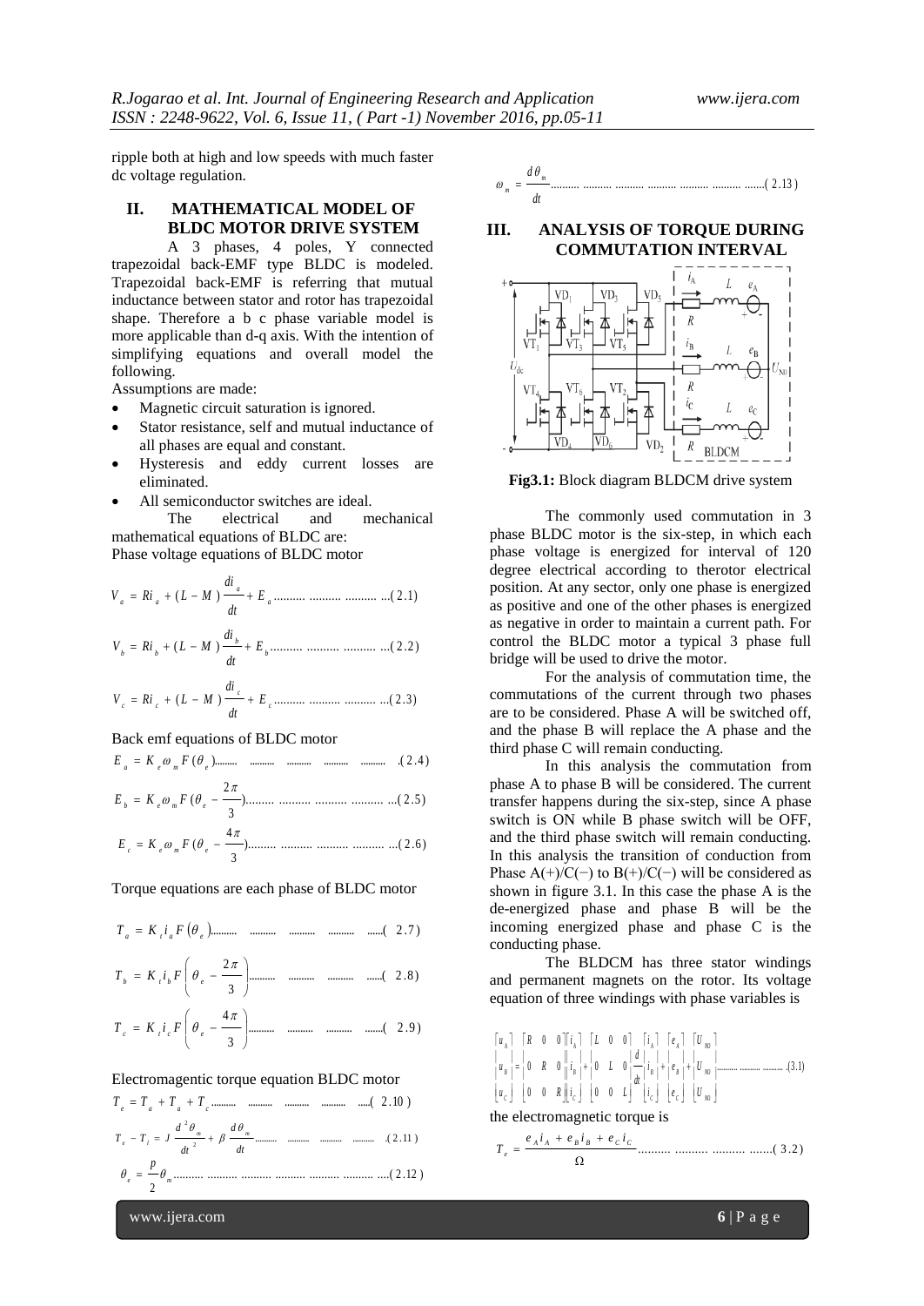ripple both at high and low speeds with much faster dc voltage regulation.

## II. MATHEMATICAL MODEL OF BLDC MOTOR DRIVE SYSTEM

A 3 phases, 4 poles, Y connected trapezoidal back-EMF type BLDC is modeled. Trapezoidal back-EMF is referring that mutual inductance between stator and rotor has trapezoidal shape. Therefore a b c phase variable model is more applicable than d-q axis. With the intention of simplifying equations and overall model the following.

Assumptions are made:

- Magnetic circuit saturation is ignored.
- Stator resistance, self and mutual inductance of all phases are equal and constant.
- Hysteresis and eddy current losses are eliminated.
- All semiconductor switches are ideal.

The electrical and mechanical mathematical equations of BLDC are:

Phase voltage equations of BLDC motor

$$V_a = Ri_a + (L - M)\frac{di_a}{dt} + E_a \quad (2.1)$$

$$V_b = Ri_b + (L - M)\frac{di_b}{dt} + E_b \quad (2.2)$$

$$V_c = Ri_c + (L - M)\frac{di_c}{dt} + E_c \quad (2.3)$$

Back emf equations of BLDC motor

$$E_a = K_e \omega_m F(\theta_e) \quad (2.4)$$

$$E_b = K_e \omega_m F(\theta_e - \frac{2\pi}{3}) \quad (2.5)$$

$$E_c = K_e \omega_m F(\theta_e - \frac{4\pi}{3}) \quad (2.6)$$

Torque equations are each phase of BLDC motor

$$T_a = K_t i_a F(\theta_e) \quad (2.7)$$

$$T_b = K_t i_b F\left(\theta_e - \frac{2\pi}{3}\right) \quad (2.8)$$

$$T_c = K_t i_c F\left(\theta_e - \frac{4\pi}{3}\right) \quad (2.9)$$

Electromagentic torque equation BLDC motor

$$T_e = T_a + T_a + T_c \quad (2.10)$$

$$T_e - T_l = J\frac{d^2\theta_m}{dt^2} + \beta\frac{d\theta_m}{dt} \quad (2.11)$$

$$\theta_e = \frac{p}{2}\theta_m \quad (2.12)$$

$$\omega_m = \frac{d\theta_m}{dt} \quad (2.13)$$

## III. ANALYSIS OF TORQUE DURING COMMUTATION INTERVAL

**Fig3.1:** Block diagram BLDCM drive system

The commonly used commutation in 3 phase BLDC motor is the six-step, in which each phase voltage is energized for interval of 120 degree electrical according to therotor electrical position. At any sector, only one phase is energized as positive and one of the other phases is energized as negative in order to maintain a current path. For control the BLDC motor a typical 3 phase full bridge will be used to drive the motor.

For the analysis of commutation time, the commutations of the current through two phases are to be considered. Phase A will be switched off, and the phase B will replace the A phase and the third phase C will remain conducting.

In this analysis the commutation from phase A to phase B will be considered. The current transfer happens during the six-step, since A phase switch is ON while B phase switch will be OFF, and the third phase switch will remain conducting. In this analysis the transition of conduction from Phase A(+)/C(−) to B(+)/C(−) will be considered as shown in figure 3.1. In this case the phase A is the de-energized phase and phase B will be the incoming energized phase and phase C is the conducting phase.

The BLDCM has three stator windings and permanent magnets on the rotor. Its voltage equation of three windings with phase variables is

$$\begin{bmatrix} u_A \\ u_B \\ u_C \end{bmatrix} = \begin{bmatrix} R & 0 & 0 \\ 0 & R & 0 \\ 0 & 0 & R \end{bmatrix}\begin{bmatrix} i_A \\ i_B \\ i_C \end{bmatrix} + \begin{bmatrix} L & 0 & 0 \\ 0 & L & 0 \\ 0 & 0 & L \end{bmatrix}\frac{d}{dt}\begin{bmatrix} i_A \\ i_B \\ i_C \end{bmatrix} + \begin{bmatrix} e_A \\ e_B \\ e_C \end{bmatrix} + \begin{bmatrix} U_{N0} \\ U_{N0} \\ U_{N0} \end{bmatrix} \quad (3.1)$$

the electromagnetic torque is

$$T_e = \frac{e_A i_A + e_B i_B + e_C i_C}{\Omega} \quad (3.2)$$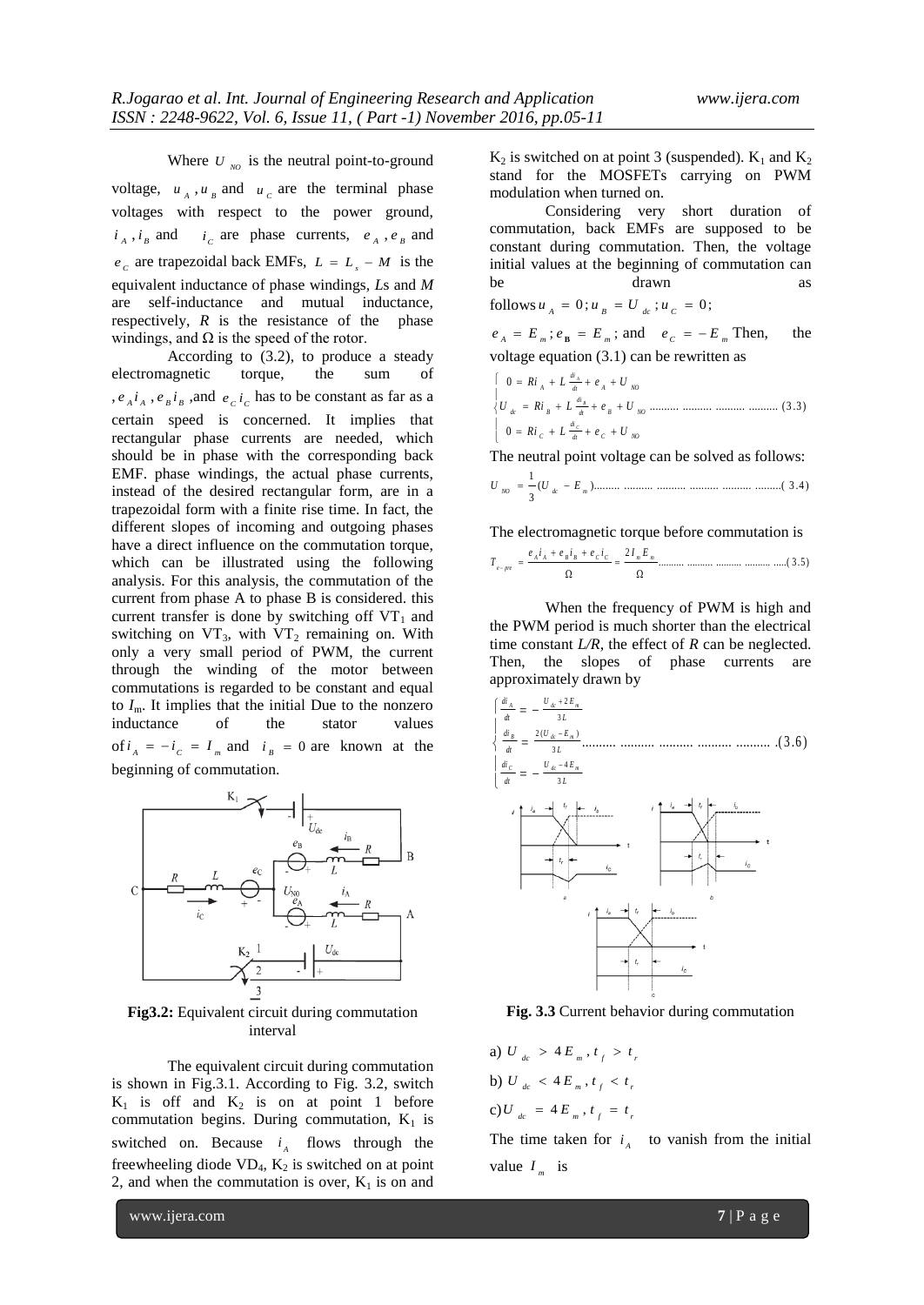Where $U_{NO}$ is the neutral point-to-ground voltage, $u_A, u_B$ and $u_C$ are the terminal phase voltages with respect to the power ground, $i_A, i_B$ and $i_C$ are phase currents, $e_A, e_B$ and $e_C$ are trapezoidal back EMFs, $L = L_s - M$ is the equivalent inductance of phase windings, *L*s and *M* are self-inductance and mutual inductance, respectively, *R* is the resistance of the phase windings, and Ω is the speed of the rotor.

According to (3.2), to produce a steady electromagnetic torque, the sum of $, e_A i_A, e_B i_B$ ,and $e_C i_C$ has to be constant as far as a certain speed is concerned. It implies that rectangular phase currents are needed, which should be in phase with the corresponding back EMF. phase windings, the actual phase currents, instead of the desired rectangular form, are in a trapezoidal form with a finite rise time. In fact, the different slopes of incoming and outgoing phases have a direct influence on the commutation torque, which can be illustrated using the following analysis. For this analysis, the commutation of the current from phase A to phase B is considered. this current transfer is done by switching off $VT_1$ and switching on $VT_3$, with $VT_2$ remaining on. With only a very small period of PWM, the current through the winding of the motor between commutations is regarded to be constant and equal to $I_m$. It implies that the initial Due to the nonzero inductance of the stator values of $i_A = -i_C = I_m$ and $i_B = 0$ are known at the beginning of commutation.

**Fig3.2:** Equivalent circuit during commutation interval

The equivalent circuit during commutation is shown in Fig.3.1. According to Fig. 3.2, switch $K_1$ is off and $K_2$ is on at point 1 before commutation begins. During commutation, $K_1$ is switched on. Because $i_A$ flows through the freewheeling diode $VD_4$, $K_2$ is switched on at point 2, and when the commutation is over, $K_1$ is on and $K_2$ is switched on at point 3 (suspended). $K_1$ and $K_2$ stand for the MOSFETs carrying on PWM modulation when turned on.

Considering very short duration of commutation, back EMFs are supposed to be constant during commutation. Then, the voltage initial values at the beginning of commutation can be drawn as follows $u_A = 0; u_B = U_{dc}; u_C = 0$;

$e_A = E_m; e_B = E_m$; and $e_C = -E_m$ Then, the voltage equation (3.1) can be rewritten as

$$\begin{cases} 0 = Ri_A + L\frac{di_A}{dt} + e_A + U_{NO} \\ U_{dc} = Ri_B + L\frac{di_B}{dt} + e_B + U_{NO} \\ 0 = Ri_C + L\frac{di_C}{dt} + e_C + U_{NO} \end{cases} \quad (3.3)$$

The neutral point voltage can be solved as follows:

$$U_{NO} = \frac{1}{3}(U_{dc} - E_m) \quad (3.4)$$

The electromagnetic torque before commutation is

$$T_{e-pre} = \frac{e_A i_A + e_B i_B + e_C i_C}{\Omega} = \frac{2 I_m E_m}{\Omega} \quad (3.5)$$

When the frequency of PWM is high and the PWM period is much shorter than the electrical time constant *L/R*, the effect of *R* can be neglected. Then, the slopes of phase currents are approximately drawn by

$$\begin{cases} \frac{di_A}{dt} = -\frac{U_{dc} + 2E_m}{3L} \\ \frac{di_B}{dt} = \frac{2(U_{dc} - E_m)}{3L} \\ \frac{di_C}{dt} = -\frac{U_{dc} - 4E_m}{3L} \end{cases} \quad (3.6)$$

**Fig. 3.3** Current behavior during commutation

a) $U_{dc} > 4E_m, t_f > t_r$

b) $U_{dc} < 4E_m, t_f < t_r$

c) $U_{dc} = 4E_m, t_f = t_r$

The time taken for $i_A$ to vanish from the initial value $I_m$ is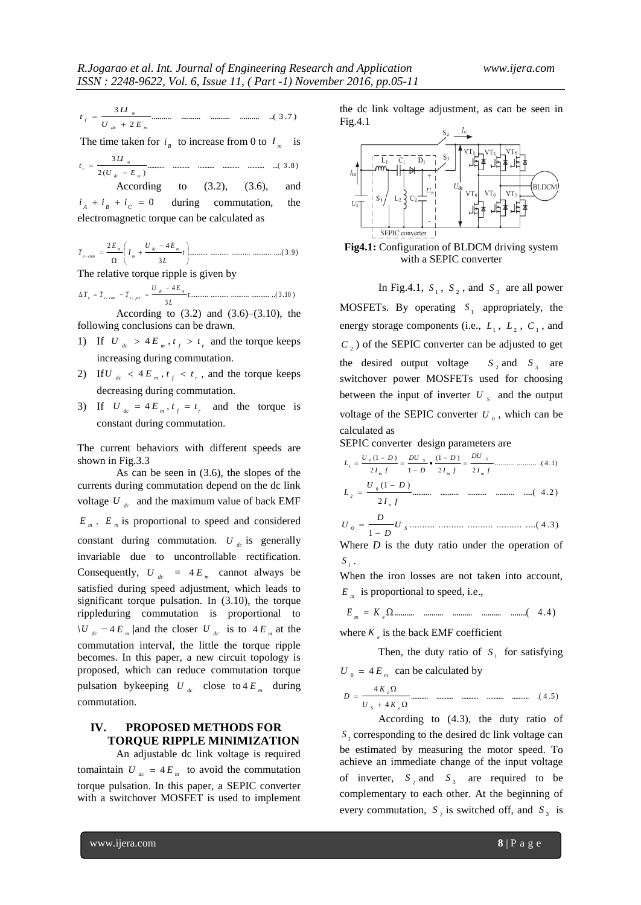$$t_f = \frac{3LI_m}{U_{dc} + 2E_m} \quad \text{..(3.7)}$$

The time taken for $i_B$ to increase from 0 to $I_m$ is

$$t_r = \frac{3LI_m}{2(U_{dc} - E_m)} \quad \text{...(3.8)}$$

According to (3.2), (3.6), and $i_A + i_B + i_C = 0$ during commutation, the electromagnetic torque can be calculated as

$$T_{e-com} = \frac{2E_m}{\Omega}\left(I_m + \frac{U_{dc} - 4E_m}{3L}t\right) \quad \text{....(3.9)}$$

The relative torque ripple is given by

$$\Delta T_e = T_{e-com} - T_{e-pre} = \frac{U_{dc} - 4E_m}{3L}t \quad \text{..(3.10)}$$

According to (3.2) and (3.6)–(3.10), the following conclusions can be drawn.

1) If $U_{dc} > 4E_m, t_f > t_r$ and the torque keeps increasing during commutation.
2) If $U_{dc} < 4E_m, t_f < t_r$, and the torque keeps decreasing during commutation.
3) If $U_{dc} = 4E_m, t_f = t_r$ and the torque is constant during commutation.

The current behaviors with different speeds are shown in Fig.3.3

As can be seen in (3.6), the slopes of the currents during commutation depend on the dc link voltage $U_{dc}$ and the maximum value of back EMF $E_m$. $E_m$ is proportional to speed and considered constant during commutation. $U_{dc}$ is generally invariable due to uncontrollable rectification. Consequently, $U_{dc} = 4E_m$ cannot always be satisfied during speed adjustment, which leads to significant torque pulsation. In (3.10), the torque rippleduring commutation is proportional to $|U_{dc} - 4E_m|$ and the closer $U_{dc}$ is to $4E_m$ at the commutation interval, the little the torque ripple becomes. In this paper, a new circuit topology is proposed, which can reduce commutation torque pulsation bykeeping $U_{dc}$ close to $4E_m$ during commutation.

## IV. PROPOSED METHODS FOR TORQUE RIPPLE MINIMIZATION

An adjustable dc link voltage is required tomaintain $U_{dc} = 4E_m$ to avoid the commutation torque pulsation. In this paper, a SEPIC converter with a switchover MOSFET is used to implement the dc link voltage adjustment, as can be seen in Fig.4.1

**Fig4.1:** Configuration of BLDCM driving system with a SEPIC converter

In Fig.4.1, $S_1$, $S_2$, and $S_3$ are all power MOSFETs. By operating $S_1$ appropriately, the energy storage components (i.e., $L_1$, $L_2$, $C_1$, and $C_2$) of the SEPIC converter can be adjusted to get the desired output voltage $S_2$ and $S_3$ are switchover power MOSFETs used for choosing between the input of inverter $U_s$ and the output voltage of the SEPIC converter $U_0$, which can be calculated as

SEPIC converter design parameters are

$$L_1 = \frac{U_0(1-D)}{2I_{in}f} = \frac{DU_s}{1-D} \bullet \frac{(1-D)}{2I_{in}f} = \frac{DU_s}{2I_{in}f} \quad \text{.(4.1)}$$

$$L_2 = \frac{U_0(1-D)}{2I_o f} \quad \text{.....(4.2)}$$

$$U_0 = \frac{D}{1-D}U_s \quad \text{....(4.3)}$$

Where $D$ is the duty ratio under the operation of $S_1$.

When the iron losses are not taken into account, $E_m$ is proportional to speed, i.e.,

$$E_m = K_e\Omega \quad \text{........(4.4)}$$

where $K_e$ is the back EMF coefficient

Then, the duty ratio of $S_1$ for satisfying $U_0 = 4E_m$ can be calculated by

$$D = \frac{4K_e\Omega}{U_s + 4K_e\Omega} \quad \text{.(4.5)}$$

According to (4.3), the duty ratio of $S_1$ corresponding to the desired dc link voltage can be estimated by measuring the motor speed. To achieve an immediate change of the input voltage of inverter, $S_2$ and $S_3$ are required to be complementary to each other. At the beginning of every commutation, $S_2$ is switched off, and $S_3$ is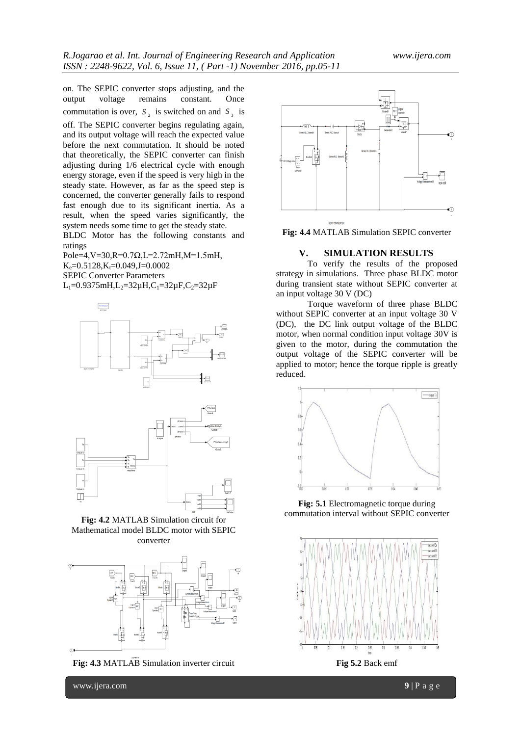on. The SEPIC converter stops adjusting, and the output voltage remains constant. Once commutation is over, $S_2$ is switched on and $S_3$ is off. The SEPIC converter begins regulating again, and its output voltage will reach the expected value before the next commutation. It should be noted that theoretically, the SEPIC converter can finish adjusting during 1/6 electrical cycle with enough energy storage, even if the speed is very high in the steady state. However, as far as the speed step is concerned, the converter generally fails to respond fast enough due to its significant inertia. As a result, when the speed varies significantly, the system needs some time to get the steady state.

BLDC Motor has the following constants and ratings

Pole=4,V=30,R=0.7Ω,L=2.72mH,M=1.5mH, $K_e$=0.5128,$K_t$=0.049,J=0.0002

SEPIC Converter Parameters

$L_1$=0.9375mH,$L_2$=32μH,$C_1$=32μF,$C_2$=32μF

**Fig: 4.2** MATLAB Simulation circuit for Mathematical model BLDC motor with SEPIC converter

**Fig: 4.3** MATLAB Simulation inverter circuit

**Fig: 4.4** MATLAB Simulation SEPIC converter

## V. SIMULATION RESULTS

To verify the results of the proposed strategy in simulations. Three phase BLDC motor during transient state without SEPIC converter at an input voltage 30 V (DC)

Torque waveform of three phase BLDC without SEPIC converter at an input voltage 30 V (DC), the DC link output voltage of the BLDC motor, when normal condition input voltage 30V is given to the motor, during the commutation the output voltage of the SEPIC converter will be applied to motor; hence the torque ripple is greatly reduced.

**Fig: 5.1** Electromagnetic torque during commutation interval without SEPIC converter

**Fig 5.2** Back emf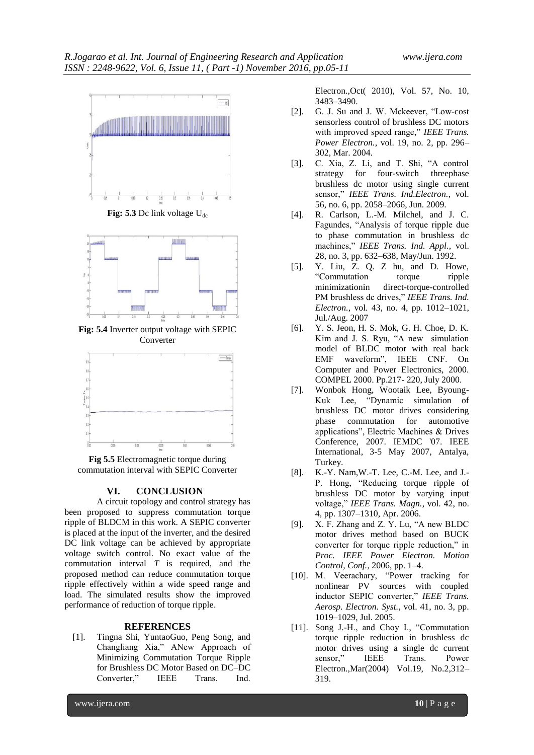**Fig: 5.3** Dc link voltage $U_{dc}$

**Fig: 5.4** Inverter output voltage with SEPIC Converter

**Fig 5.5** Electromagnetic torque during commutation interval with SEPIC Converter

## VI. CONCLUSION

A circuit topology and control strategy has been proposed to suppress commutation torque ripple of BLDCM in this work. A SEPIC converter is placed at the input of the inverter, and the desired DC link voltage can be achieved by appropriate voltage switch control. No exact value of the commutation interval *T* is required, and the proposed method can reduce commutation torque ripple effectively within a wide speed range and load. The simulated results show the improved performance of reduction of torque ripple.

## REFERENCES

[1]. Tingna Shi, YuntaoGuo, Peng Song, and Changliang Xia," ANew Approach of Minimizing Commutation Torque Ripple for Brushless DC Motor Based on DC–DC Converter," IEEE Trans. Ind. Electron.,Oct( 2010), Vol. 57, No. 10, 3483–3490.

[2]. G. J. Su and J. W. Mckeever, "Low-cost sensorless control of brushless DC motors with improved speed range," *IEEE Trans. Power Electron.*, vol. 19, no. 2, pp. 296–302, Mar. 2004.

[3]. C. Xia, Z. Li, and T. Shi, "A control strategy for four-switch threephase brushless dc motor using single current sensor," *IEEE Trans. Ind.Electron.*, vol. 56, no. 6, pp. 2058–2066, Jun. 2009.

[4]. R. Carlson, L.-M. Milchel, and J. C. Fagundes, "Analysis of torque ripple due to phase commutation in brushless dc machines," *IEEE Trans. Ind. Appl.*, vol. 28, no. 3, pp. 632–638, May/Jun. 1992.

[5]. Y. Liu, Z. Q. Z hu, and D. Howe, "Commutation torque ripple minimizationin direct-torque-controlled PM brushless dc drives," *IEEE Trans. Ind. Electron.*, vol. 43, no. 4, pp. 1012–1021, Jul./Aug. 2007

[6]. Y. S. Jeon, H. S. Mok, G. H. Choe, D. K. Kim and J. S. Ryu, "A new simulation model of BLDC motor with real back EMF waveform", IEEE CNF. On Computer and Power Electronics, 2000. COMPEL 2000. Pp.217- 220, July 2000.

[7]. Wonbok Hong, Wootaik Lee, Byoung-Kuk Lee, "Dynamic simulation of brushless DC motor drives considering phase commutation for automotive applications", Electric Machines & Drives Conference, 2007. IEMDC '07. IEEE International, 3-5 May 2007, Antalya, Turkey.

[8]. K.-Y. Nam,W.-T. Lee, C.-M. Lee, and J.-P. Hong, "Reducing torque ripple of brushless DC motor by varying input voltage," *IEEE Trans. Magn.*, vol. 42, no. 4, pp. 1307–1310, Apr. 2006.

[9]. X. F. Zhang and Z. Y. Lu, "A new BLDC motor drives method based on BUCK converter for torque ripple reduction," in *Proc. IEEE Power Electron. Motion Control, Conf.*, 2006, pp. 1–4.

[10]. M. Veerachary, "Power tracking for nonlinear PV sources with coupled inductor SEPIC converter," *IEEE Trans. Aerosp. Electron. Syst.*, vol. 41, no. 3, pp. 1019–1029, Jul. 2005.

[11]. Song J.-H., and Choy I., "Commutation torque ripple reduction in brushless dc motor drives using a single dc current sensor," IEEE Trans. Power Electron.,Mar(2004) Vol.19, No.2,312–319.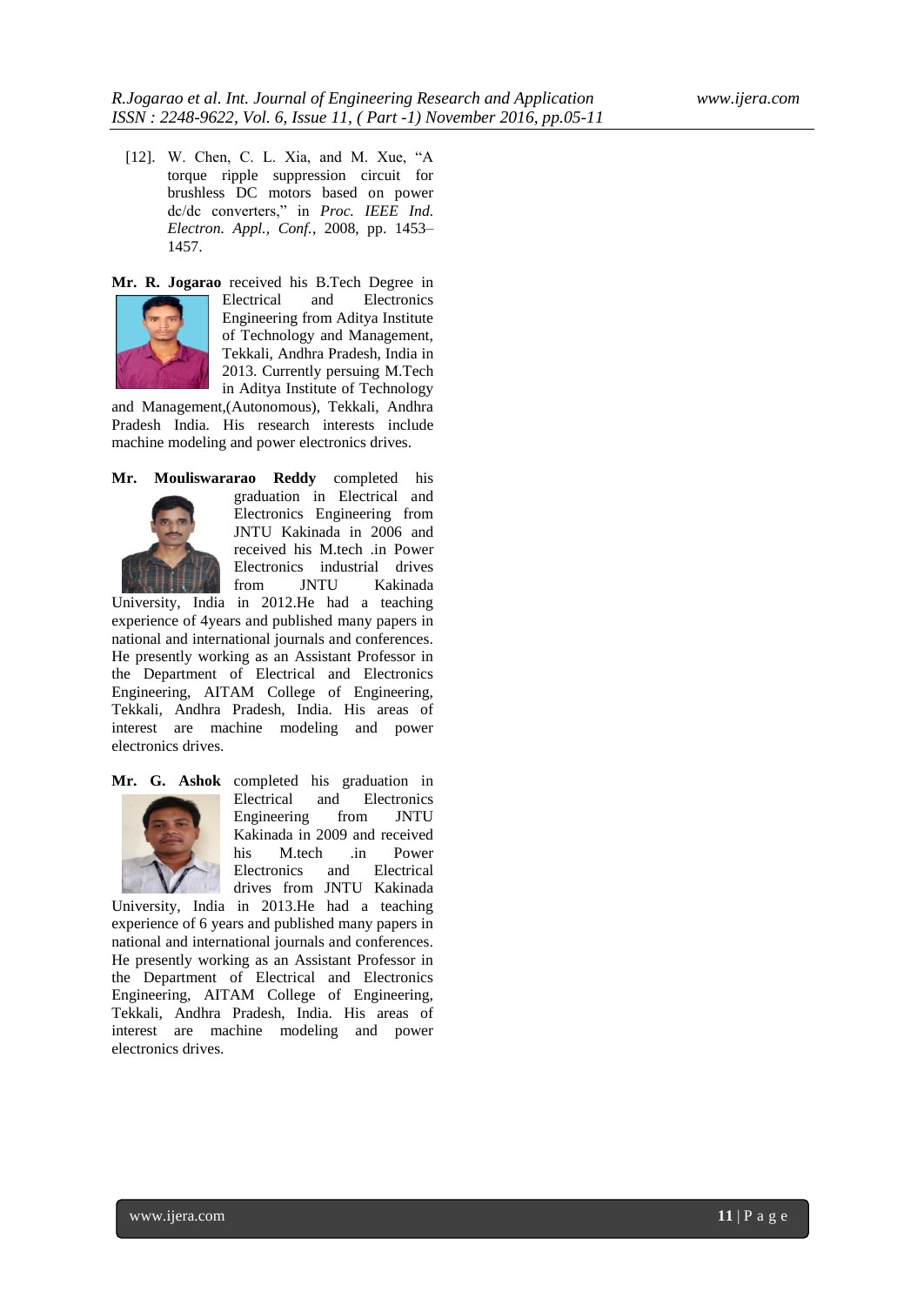[12]. W. Chen, C. L. Xia, and M. Xue, "A torque ripple suppression circuit for brushless DC motors based on power dc/dc converters," in *Proc. IEEE Ind. Electron. Appl., Conf.*, 2008, pp. 1453–1457.

**Mr. R. Jogarao** received his B.Tech Degree in Electrical and Electronics Engineering from Aditya Institute of Technology and Management, Tekkali, Andhra Pradesh, India in 2013. Currently persuing M.Tech in Aditya Institute of Technology and Management,(Autonomous), Tekkali, Andhra Pradesh India. His research interests include machine modeling and power electronics drives.

**Mr. Mouliswararao Reddy** completed his graduation in Electrical and Electronics Engineering from JNTU Kakinada in 2006 and received his M.tech .in Power Electronics industrial drives from JNTU Kakinada University, India in 2012.He had a teaching experience of 4years and published many papers in national and international journals and conferences. He presently working as an Assistant Professor in the Department of Electrical and Electronics Engineering, AITAM College of Engineering, Tekkali, Andhra Pradesh, India. His areas of interest are machine modeling and power electronics drives.

**Mr. G. Ashok** completed his graduation in Electrical and Electronics Engineering from JNTU Kakinada in 2009 and received his M.tech .in Power Electronics and Electrical drives from JNTU Kakinada University, India in 2013.He had a teaching experience of 6 years and published many papers in national and international journals and conferences. He presently working as an Assistant Professor in the Department of Electrical and Electronics Engineering, AITAM College of Engineering, Tekkali, Andhra Pradesh, India. His areas of interest are machine modeling and power electronics drives.